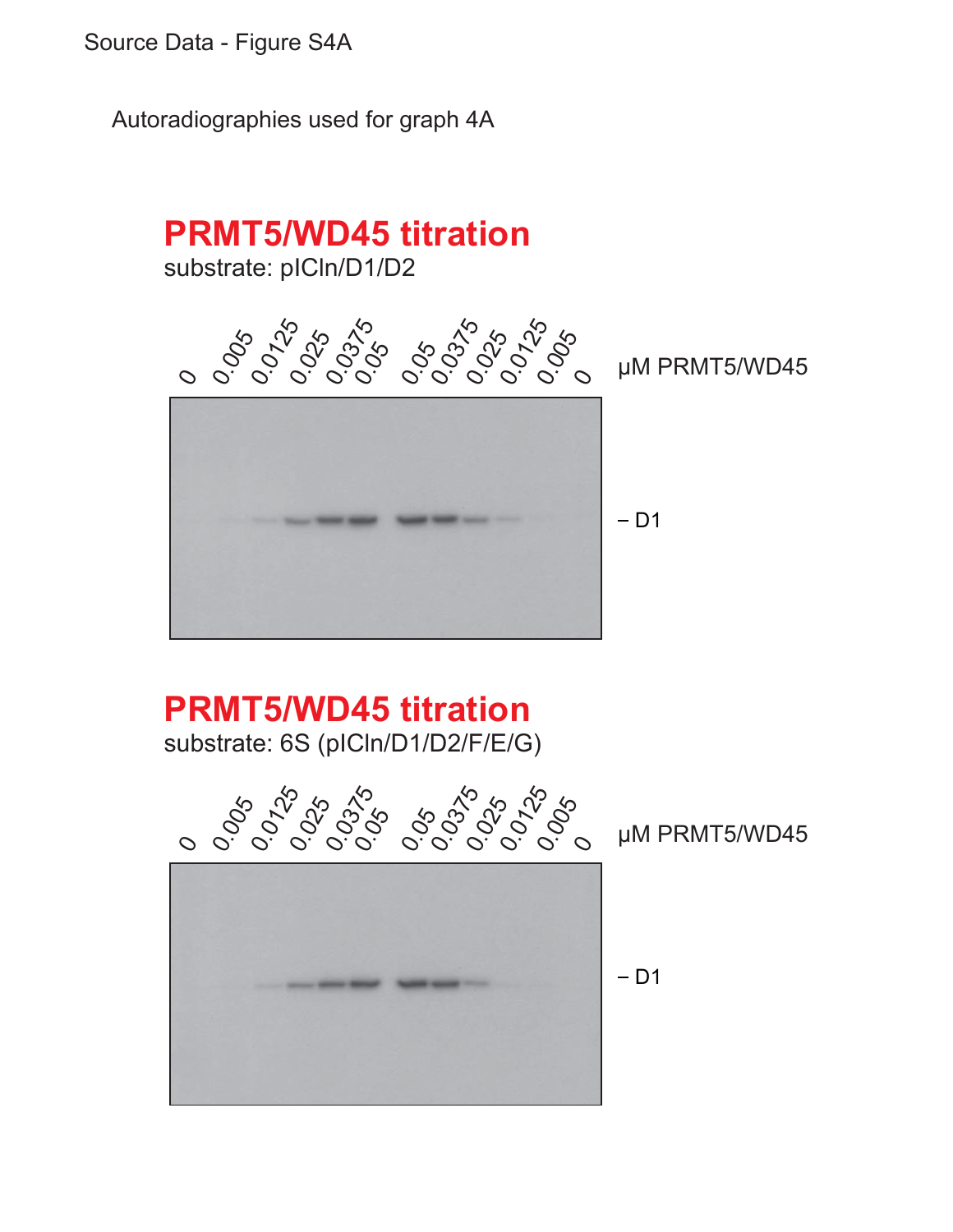Source Data - Figure S4A

Autoradiographies used for graph 4A

## PRMT5/WD45 titration

substrate: pICln/D1/D2

0 0.005 0.0125 0.025 0.0375 0.05 0.05 0.0375 0.025 0.0125 0.005 0 µM PRMT5/WD45

– D1

## PRMT5/WD45 titration

substrate: 6S (pICln/D1/D2/F/E/G)

0 0.005 0.0125 0.025 0.0375 0.05 0.05 0.0375 0.025 0.0125 0.005 0 µM PRMT5/WD45

– D1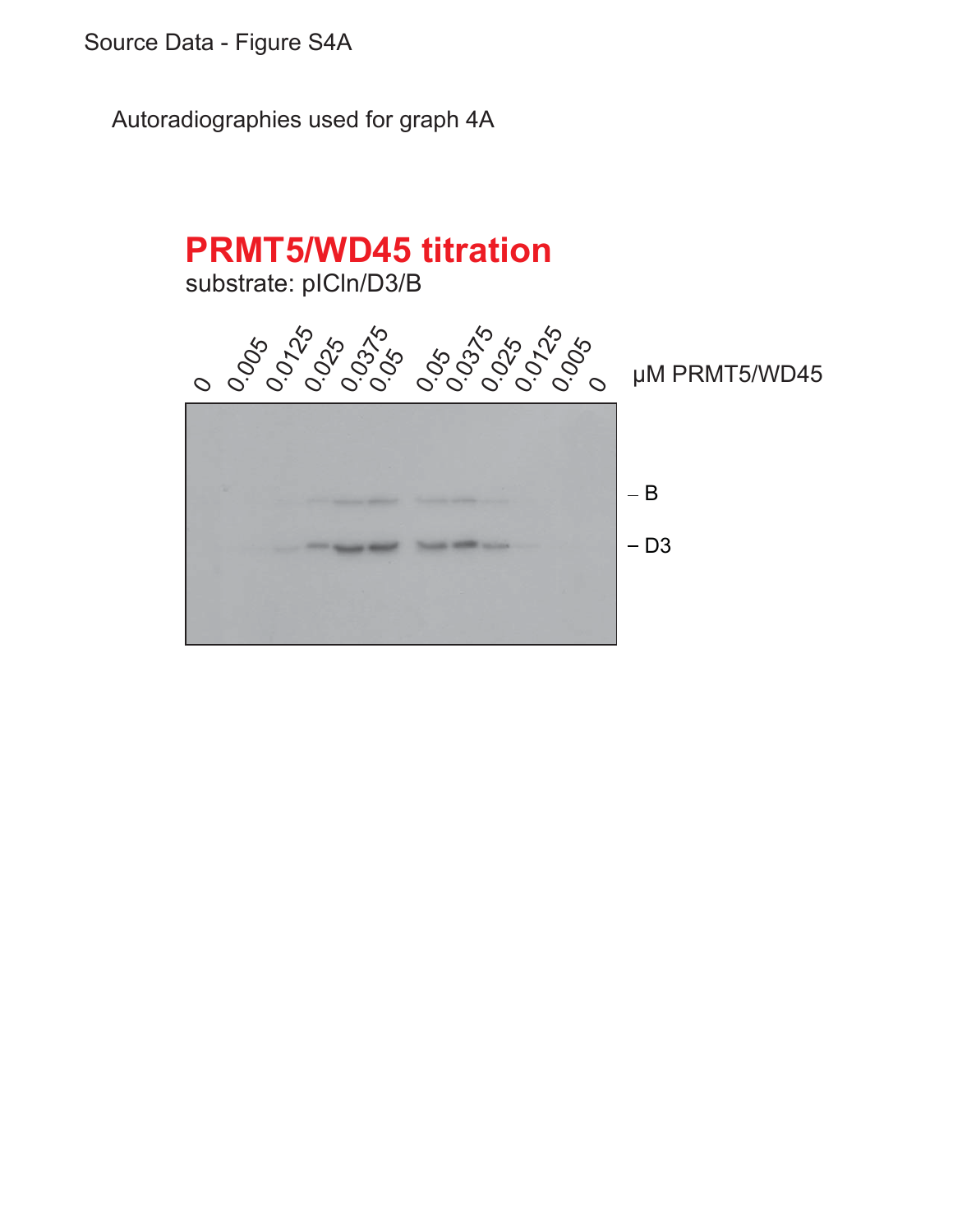Source Data - Figure S4A

Autoradiographies used for graph 4A

**PRMT5/WD45 titration**

substrate: pICln/D3/B

0 0.005 0.0125 0.025 0.0375 0.05 0.05 0.0375 0.025 0.0125 0.005 0 µM PRMT5/WD45

– B

– D3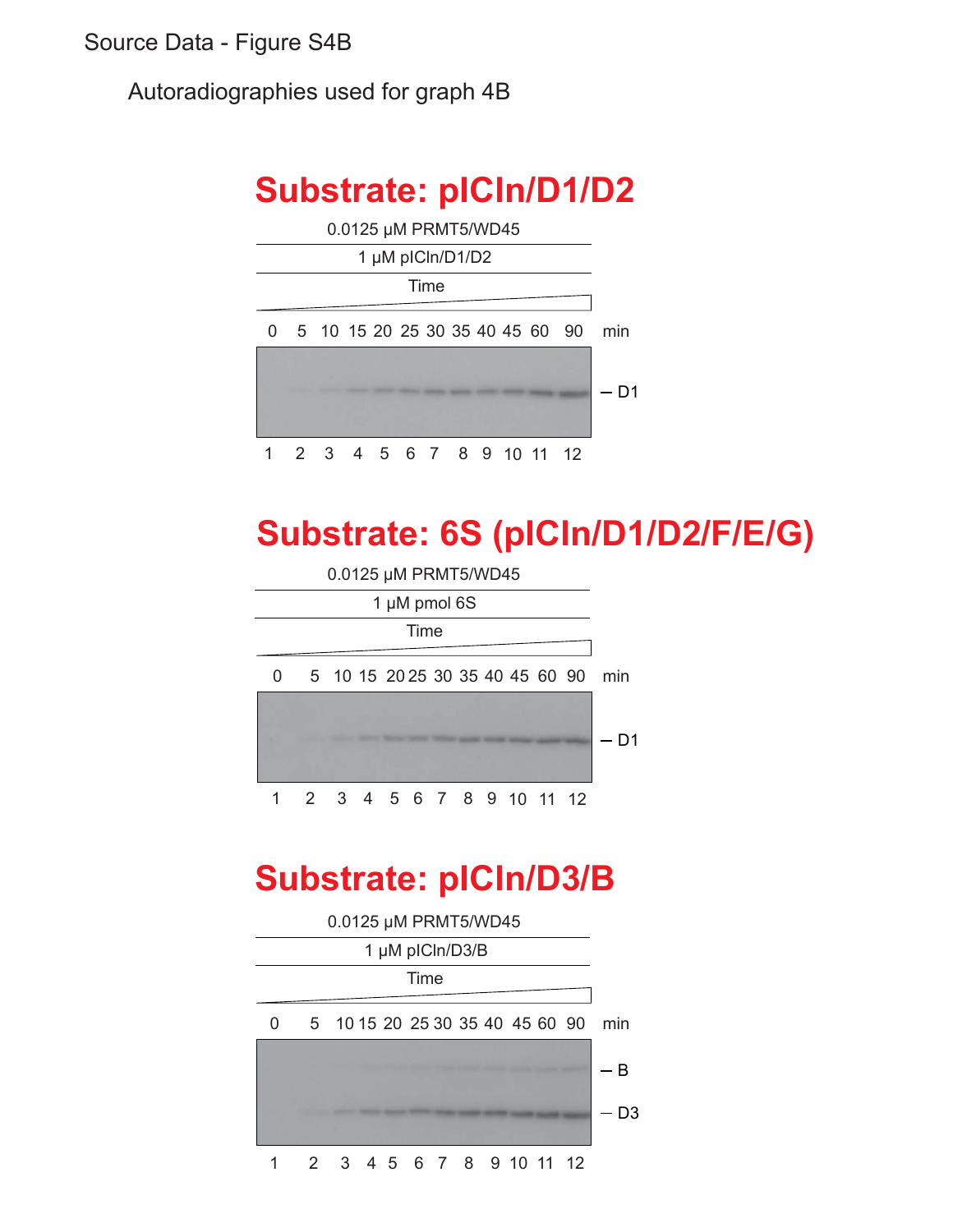Source Data - Figure S4B

Autoradiographies used for graph 4B

## Substrate: pICln/D1/D2

0.0125 μM PRMT5/WD45

1 μM pICln/D1/D2

Time

0 5 10 15 20 25 30 35 40 45 60 90 min

— D1

1 2 3 4 5 6 7 8 9 10 11 12

## Substrate: 6S (pICln/D1/D2/F/E/G)

0.0125 μM PRMT5/WD45

1 μM pmol 6S

Time

0 5 10 15 20 25 30 35 40 45 60 90 min

— D1

1 2 3 4 5 6 7 8 9 10 11 12

## Substrate: pICln/D3/B

0.0125 μM PRMT5/WD45

1 μM pICln/D3/B

Time

0 5 10 15 20 25 30 35 40 45 60 90 min

— B

— D3

1 2 3 4 5 6 7 8 9 10 11 12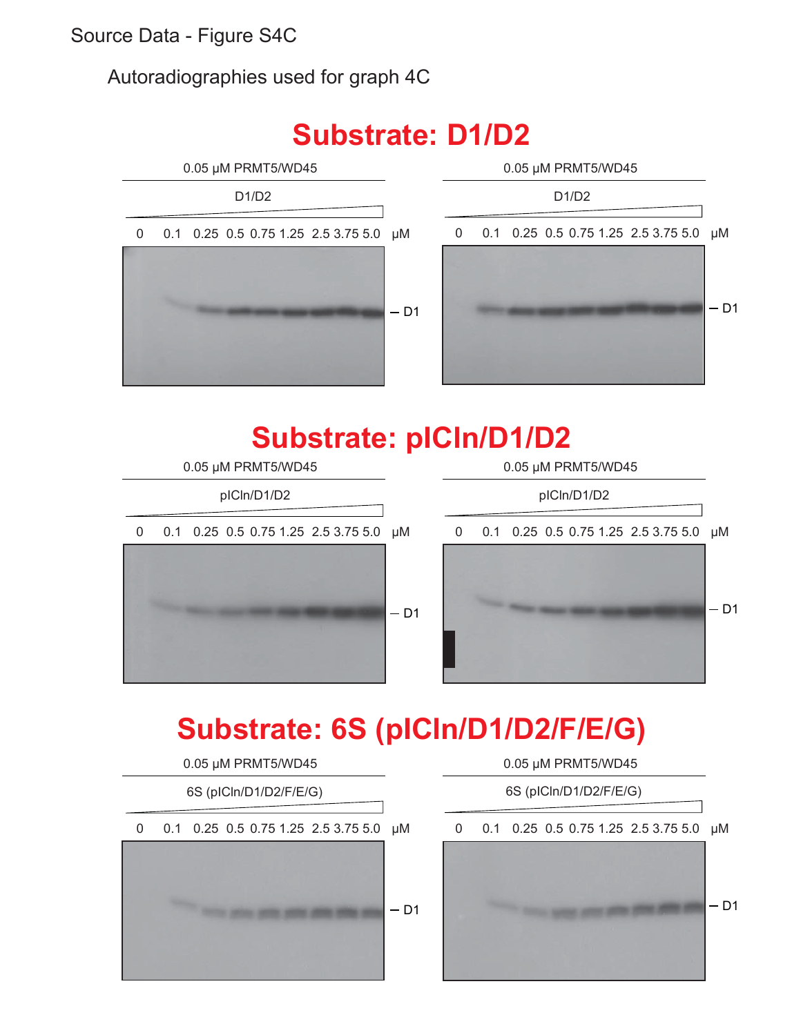Source Data - Figure S4C

Autoradiographies used for graph 4C

## Substrate: D1/D2

0.05 μM PRMT5/WD45

D1/D2

0 0.1 0.25 0.5 0.75 1.25 2.5 3.75 5.0 μM

– D1

0.05 μM PRMT5/WD45

D1/D2

0 0.1 0.25 0.5 0.75 1.25 2.5 3.75 5.0 μM

– D1

## Substrate: pICln/D1/D2

0.05 μM PRMT5/WD45

pICln/D1/D2

0 0.1 0.25 0.5 0.75 1.25 2.5 3.75 5.0 μM

– D1

0.05 μM PRMT5/WD45

pICln/D1/D2

0 0.1 0.25 0.5 0.75 1.25 2.5 3.75 5.0 μM

– D1

## Substrate: 6S (pICln/D1/D2/F/E/G)

0.05 μM PRMT5/WD45

6S (pICln/D1/D2/F/E/G)

0 0.1 0.25 0.5 0.75 1.25 2.5 3.75 5.0 μM

– D1

0.05 μM PRMT5/WD45

6S (pICln/D1/D2/F/E/G)

0 0.1 0.25 0.5 0.75 1.25 2.5 3.75 5.0 μM

– D1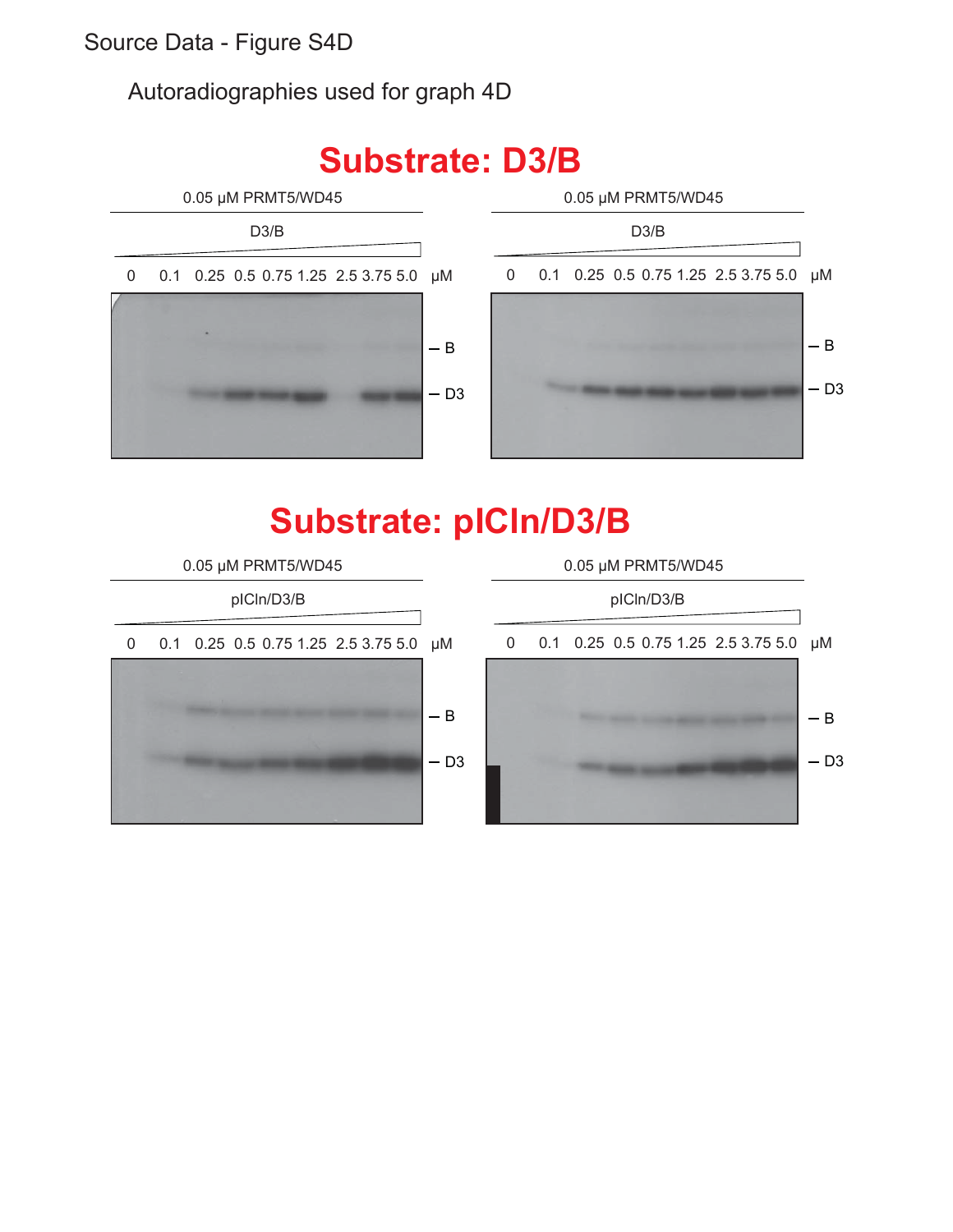Source Data - Figure S4D

Autoradiographies used for graph 4D

## Substrate: D3/B

0.05 µM PRMT5/WD45

D3/B

0 0.1 0.25 0.5 0.75 1.25 2.5 3.75 5.0 µM

– B

– D3

0.05 µM PRMT5/WD45

D3/B

0 0.1 0.25 0.5 0.75 1.25 2.5 3.75 5.0 µM

– B

– D3

## Substrate: pICln/D3/B

0.05 µM PRMT5/WD45

pICln/D3/B

0 0.1 0.25 0.5 0.75 1.25 2.5 3.75 5.0 µM

– B

– D3

0.05 µM PRMT5/WD45

pICln/D3/B

0 0.1 0.25 0.5 0.75 1.25 2.5 3.75 5.0 µM

– B

– D3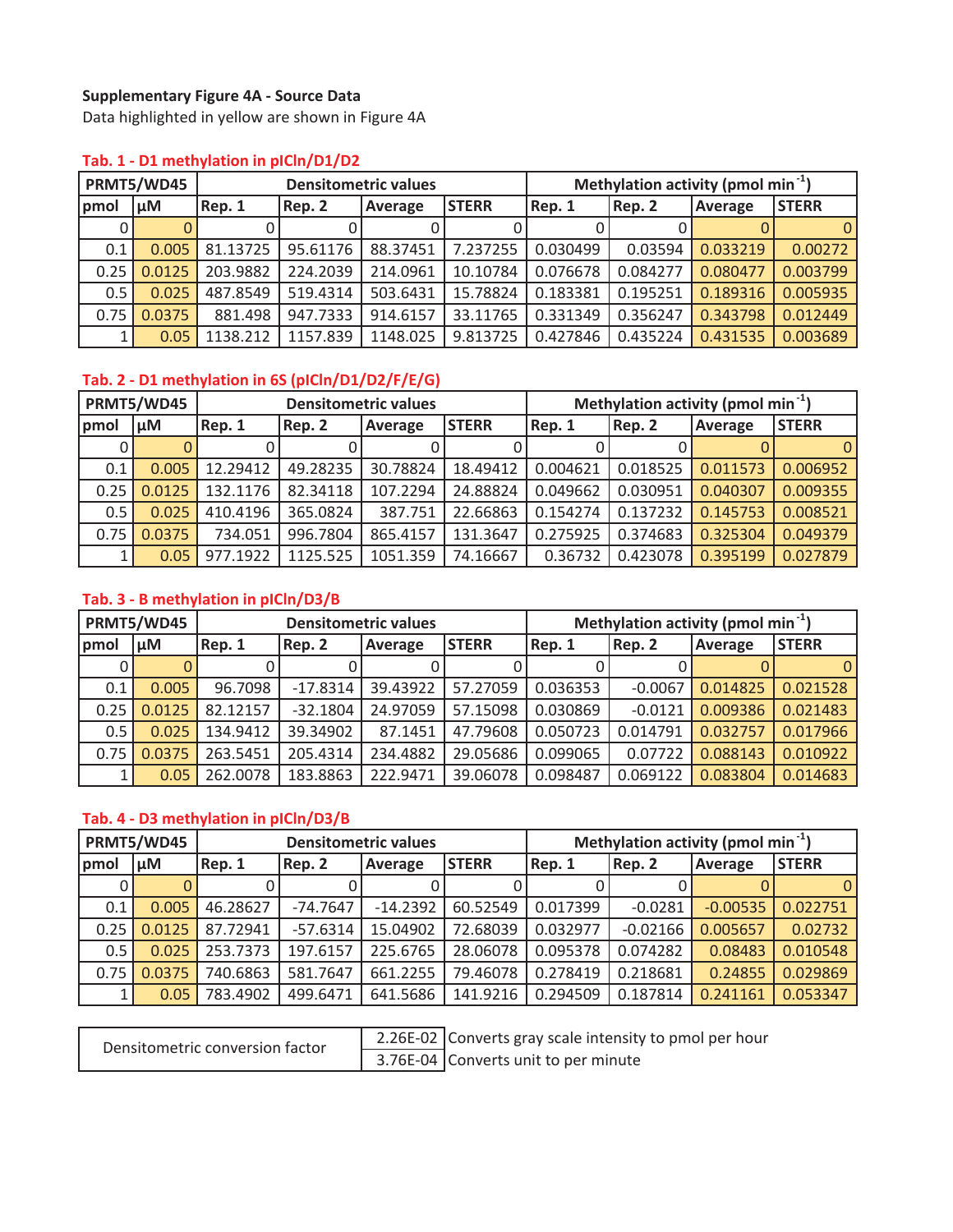**Supplementary Figure 4A - Source Data**

Data highlighted in yellow are shown in Figure 4A

**Tab. 1 - D1 methylation in pICln/D1/D2**

| PRMT5/WD45 | | Densitometric values | | | | Methylation activity (pmol min$^{-1}$) | | | |
|---|---|---|---|---|---|---|---|---|---|
| pmol | µM | Rep. 1 | Rep. 2 | Average | STERR | Rep. 1 | Rep. 2 | Average | STERR |
| 0 | 0 | 0 | 0 | 0 | 0 | 0 | 0 | 0 | 0 |
| 0.1 | 0.005 | 81.13725 | 95.61176 | 88.37451 | 7.237255 | 0.030499 | 0.03594 | 0.033219 | 0.00272 |
| 0.25 | 0.0125 | 203.9882 | 224.2039 | 214.0961 | 10.10784 | 0.076678 | 0.084277 | 0.080477 | 0.003799 |
| 0.5 | 0.025 | 487.8549 | 519.4314 | 503.6431 | 15.78824 | 0.183381 | 0.195251 | 0.189316 | 0.005935 |
| 0.75 | 0.0375 | 881.498 | 947.7333 | 914.6157 | 33.11765 | 0.331349 | 0.356247 | 0.343798 | 0.012449 |
| 1 | 0.05 | 1138.212 | 1157.839 | 1148.025 | 9.813725 | 0.427846 | 0.435224 | 0.431535 | 0.003689 |

**Tab. 2 - D1 methylation in 6S (pICln/D1/D2/F/E/G)**

| PRMT5/WD45 | | Densitometric values | | | | Methylation activity (pmol min$^{-1}$) | | | |
|---|---|---|---|---|---|---|---|---|---|
| pmol | µM | Rep. 1 | Rep. 2 | Average | STERR | Rep. 1 | Rep. 2 | Average | STERR |
| 0 | 0 | 0 | 0 | 0 | 0 | 0 | 0 | 0 | 0 |
| 0.1 | 0.005 | 12.29412 | 49.28235 | 30.78824 | 18.49412 | 0.004621 | 0.018525 | 0.011573 | 0.006952 |
| 0.25 | 0.0125 | 132.1176 | 82.34118 | 107.2294 | 24.88824 | 0.049662 | 0.030951 | 0.040307 | 0.009355 |
| 0.5 | 0.025 | 410.4196 | 365.0824 | 387.751 | 22.66863 | 0.154274 | 0.137232 | 0.145753 | 0.008521 |
| 0.75 | 0.0375 | 734.051 | 996.7804 | 865.4157 | 131.3647 | 0.275925 | 0.374683 | 0.325304 | 0.049379 |
| 1 | 0.05 | 977.1922 | 1125.525 | 1051.359 | 74.16667 | 0.36732 | 0.423078 | 0.395199 | 0.027879 |

**Tab. 3 - B methylation in pICln/D3/B**

| PRMT5/WD45 | | Densitometric values | | | | Methylation activity (pmol min$^{-1}$) | | | |
|---|---|---|---|---|---|---|---|---|---|
| pmol | µM | Rep. 1 | Rep. 2 | Average | STERR | Rep. 1 | Rep. 2 | Average | STERR |
| 0 | 0 | 0 | 0 | 0 | 0 | 0 | 0 | 0 | 0 |
| 0.1 | 0.005 | 96.7098 | -17.8314 | 39.43922 | 57.27059 | 0.036353 | -0.0067 | 0.014825 | 0.021528 |
| 0.25 | 0.0125 | 82.12157 | -32.1804 | 24.97059 | 57.15098 | 0.030869 | -0.0121 | 0.009386 | 0.021483 |
| 0.5 | 0.025 | 134.9412 | 39.34902 | 87.1451 | 47.79608 | 0.050723 | 0.014791 | 0.032757 | 0.017966 |
| 0.75 | 0.0375 | 263.5451 | 205.4314 | 234.4882 | 29.05686 | 0.099065 | 0.07722 | 0.088143 | 0.010922 |
| 1 | 0.05 | 262.0078 | 183.8863 | 222.9471 | 39.06078 | 0.098487 | 0.069122 | 0.083804 | 0.014683 |

**Tab. 4 - D3 methylation in pICln/D3/B**

| PRMT5/WD45 | | Densitometric values | | | | Methylation activity (pmol min$^{-1}$) | | | |
|---|---|---|---|---|---|---|---|---|---|
| pmol | µM | Rep. 1 | Rep. 2 | Average | STERR | Rep. 1 | Rep. 2 | Average | STERR |
| 0 | 0 | 0 | 0 | 0 | 0 | 0 | 0 | 0 | 0 |
| 0.1 | 0.005 | 46.28627 | -74.7647 | -14.2392 | 60.52549 | 0.017399 | -0.0281 | -0.00535 | 0.022751 |
| 0.25 | 0.0125 | 87.72941 | -57.6314 | 15.04902 | 72.68039 | 0.032977 | -0.02166 | 0.005657 | 0.02732 |
| 0.5 | 0.025 | 253.7373 | 197.6157 | 225.6765 | 28.06078 | 0.095378 | 0.074282 | 0.08483 | 0.010548 |
| 0.75 | 0.0375 | 740.6863 | 581.7647 | 661.2255 | 79.46078 | 0.278419 | 0.218681 | 0.24855 | 0.029869 |
| 1 | 0.05 | 783.4902 | 499.6471 | 641.5686 | 141.9216 | 0.294509 | 0.187814 | 0.241161 | 0.053347 |

| Densitometric conversion factor | | |
|---|---|---|
| | 2.26E-02 | Converts gray scale intensity to pmol per hour |
| | 3.76E-04 | Converts unit to per minute |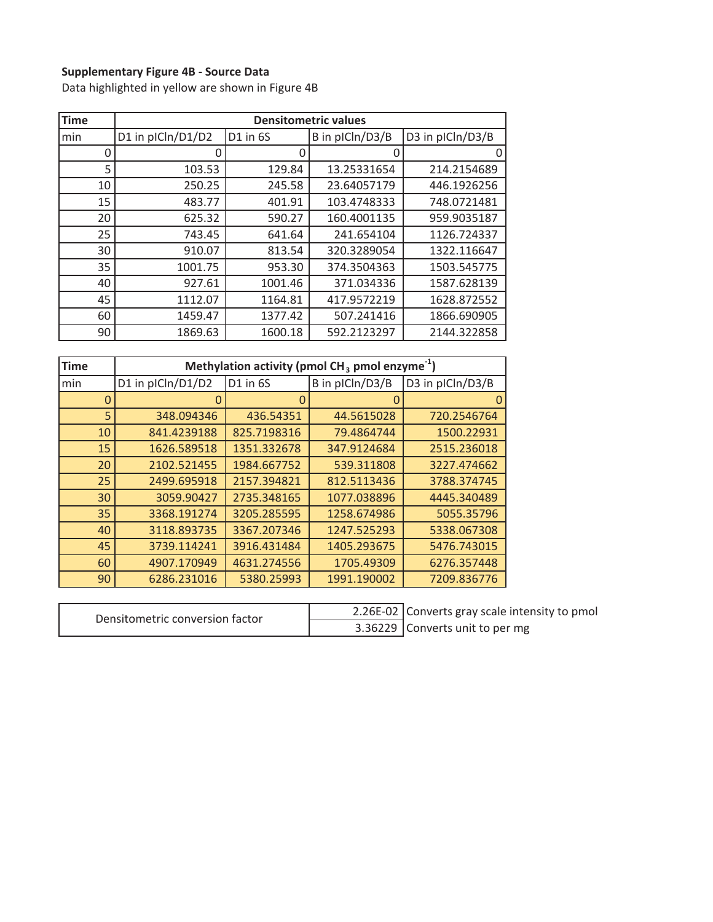**Supplementary Figure 4B - Source Data**

Data highlighted in yellow are shown in Figure 4B

| Time | Densitometric values | | | |
|---|---|---|---|---|
| min | D1 in pICln/D1/D2 | D1 in 6S | B in pICln/D3/B | D3 in pICln/D3/B |
| 0 | 0 | 0 | 0 | 0 |
| 5 | 103.53 | 129.84 | 13.25331654 | 214.2154689 |
| 10 | 250.25 | 245.58 | 23.64057179 | 446.1926256 |
| 15 | 483.77 | 401.91 | 103.4748333 | 748.0721481 |
| 20 | 625.32 | 590.27 | 160.4001135 | 959.9035187 |
| 25 | 743.45 | 641.64 | 241.654104 | 1126.724337 |
| 30 | 910.07 | 813.54 | 320.3289054 | 1322.116647 |
| 35 | 1001.75 | 953.30 | 374.3504363 | 1503.545775 |
| 40 | 927.61 | 1001.46 | 371.034336 | 1587.628139 |
| 45 | 1112.07 | 1164.81 | 417.9572219 | 1628.872552 |
| 60 | 1459.47 | 1377.42 | 507.241416 | 1866.690905 |
| 90 | 1869.63 | 1600.18 | 592.2123297 | 2144.322858 |

| Time | Methylation activity (pmol $CH_3$ pmol enzyme$^{-1}$) | | | |
|---|---|---|---|---|
| min | D1 in pICln/D1/D2 | D1 in 6S | B in pICln/D3/B | D3 in pICln/D3/B |
| 0 | 0 | 0 | 0 | 0 |
| 5 | 348.094346 | 436.54351 | 44.5615028 | 720.2546764 |
| 10 | 841.4239188 | 825.7198316 | 79.4864744 | 1500.22931 |
| 15 | 1626.589518 | 1351.332678 | 347.9124684 | 2515.236018 |
| 20 | 2102.521455 | 1984.667752 | 539.311808 | 3227.474662 |
| 25 | 2499.695918 | 2157.394821 | 812.5113436 | 3788.374745 |
| 30 | 3059.90427 | 2735.348165 | 1077.038896 | 4445.340489 |
| 35 | 3368.191274 | 3205.285595 | 1258.674986 | 5055.35796 |
| 40 | 3118.893735 | 3367.207346 | 1247.525293 | 5338.067308 |
| 45 | 3739.114241 | 3916.431484 | 1405.293675 | 5476.743015 |
| 60 | 4907.170949 | 4631.274556 | 1705.49309 | 6276.357448 |
| 90 | 6286.231016 | 5380.25993 | 1991.190002 | 7209.836776 |

| Densitometric conversion factor | | |
|---|---|---|
| | 2.26E-02 | Converts gray scale intensity to pmol |
| | 3.36229 | Converts unit to per mg |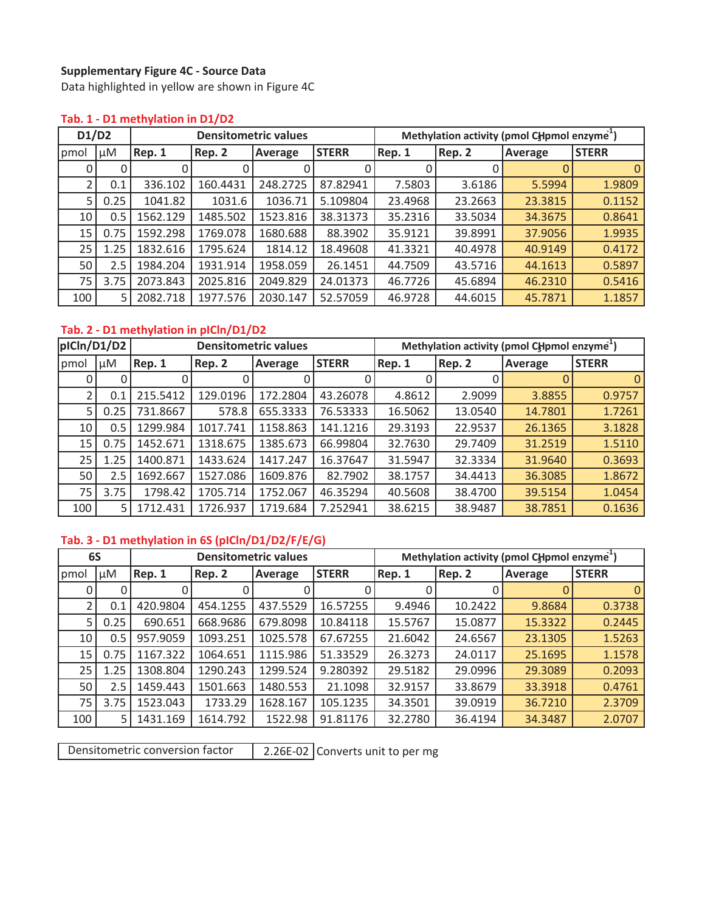**Supplementary Figure 4C - Source Data**

Data highlighted in yellow are shown in Figure 4C

**Tab. 1 - D1 methylation in D1/D2**

| D1/D2 | | Densitometric values | | | | Methylation activity (pmol $CH_3$/pmol enzyme$^{-1}$) | | | |
|---|---|---|---|---|---|---|---|---|---|
| pmol | µM | Rep. 1 | Rep. 2 | Average | STERR | Rep. 1 | Rep. 2 | Average | STERR |
| 0 | 0 | 0 | 0 | 0 | 0 | 0 | 0 | 0 | 0 |
| 2 | 0.1 | 336.102 | 160.4431 | 248.2725 | 87.82941 | 7.5803 | 3.6186 | 5.5994 | 1.9809 |
| 5 | 0.25 | 1041.82 | 1031.6 | 1036.71 | 5.109804 | 23.4968 | 23.2663 | 23.3815 | 0.1152 |
| 10 | 0.5 | 1562.129 | 1485.502 | 1523.816 | 38.31373 | 35.2316 | 33.5034 | 34.3675 | 0.8641 |
| 15 | 0.75 | 1592.298 | 1769.078 | 1680.688 | 88.3902 | 35.9121 | 39.8991 | 37.9056 | 1.9935 |
| 25 | 1.25 | 1832.616 | 1795.624 | 1814.12 | 18.49608 | 41.3321 | 40.4978 | 40.9149 | 0.4172 |
| 50 | 2.5 | 1984.204 | 1931.914 | 1958.059 | 26.1451 | 44.7509 | 43.5716 | 44.1613 | 0.5897 |
| 75 | 3.75 | 2073.843 | 2025.816 | 2049.829 | 24.01373 | 46.7726 | 45.6894 | 46.2310 | 0.5416 |
| 100 | 5 | 2082.718 | 1977.576 | 2030.147 | 52.57059 | 46.9728 | 44.6015 | 45.7871 | 1.1857 |

**Tab. 2 - D1 methylation in pICln/D1/D2**

| pICln/D1/D2 | | Densitometric values | | | | Methylation activity (pmol $CH_3$/pmol enzyme$^{-1}$) | | | |
|---|---|---|---|---|---|---|---|---|---|
| pmol | µM | Rep. 1 | Rep. 2 | Average | STERR | Rep. 1 | Rep. 2 | Average | STERR |
| 0 | 0 | 0 | 0 | 0 | 0 | 0 | 0 | 0 | 0 |
| 2 | 0.1 | 215.5412 | 129.0196 | 172.2804 | 43.26078 | 4.8612 | 2.9099 | 3.8855 | 0.9757 |
| 5 | 0.25 | 731.8667 | 578.8 | 655.3333 | 76.53333 | 16.5062 | 13.0540 | 14.7801 | 1.7261 |
| 10 | 0.5 | 1299.984 | 1017.741 | 1158.863 | 141.1216 | 29.3193 | 22.9537 | 26.1365 | 3.1828 |
| 15 | 0.75 | 1452.671 | 1318.675 | 1385.673 | 66.99804 | 32.7630 | 29.7409 | 31.2519 | 1.5110 |
| 25 | 1.25 | 1400.871 | 1433.624 | 1417.247 | 16.37647 | 31.5947 | 32.3334 | 31.9640 | 0.3693 |
| 50 | 2.5 | 1692.667 | 1527.086 | 1609.876 | 82.7902 | 38.1757 | 34.4413 | 36.3085 | 1.8672 |
| 75 | 3.75 | 1798.42 | 1705.714 | 1752.067 | 46.35294 | 40.5608 | 38.4700 | 39.5154 | 1.0454 |
| 100 | 5 | 1712.431 | 1726.937 | 1719.684 | 7.252941 | 38.6215 | 38.9487 | 38.7851 | 0.1636 |

**Tab. 3 - D1 methylation in 6S (pICln/D1/D2/F/E/G)**

| 6S | | Densitometric values | | | | Methylation activity (pmol $CH_3$/pmol enzyme$^{-1}$) | | | |
|---|---|---|---|---|---|---|---|---|---|
| pmol | µM | Rep. 1 | Rep. 2 | Average | STERR | Rep. 1 | Rep. 2 | Average | STERR |
| 0 | 0 | 0 | 0 | 0 | 0 | 0 | 0 | 0 | 0 |
| 2 | 0.1 | 420.9804 | 454.1255 | 437.5529 | 16.57255 | 9.4946 | 10.2422 | 9.8684 | 0.3738 |
| 5 | 0.25 | 690.651 | 668.9686 | 679.8098 | 10.84118 | 15.5767 | 15.0877 | 15.3322 | 0.2445 |
| 10 | 0.5 | 957.9059 | 1093.251 | 1025.578 | 67.67255 | 21.6042 | 24.6567 | 23.1305 | 1.5263 |
| 15 | 0.75 | 1167.322 | 1064.651 | 1115.986 | 51.33529 | 26.3273 | 24.0117 | 25.1695 | 1.1578 |
| 25 | 1.25 | 1308.804 | 1290.243 | 1299.524 | 9.280392 | 29.5182 | 29.0996 | 29.3089 | 0.2093 |
| 50 | 2.5 | 1459.443 | 1501.663 | 1480.553 | 21.1098 | 32.9157 | 33.8679 | 33.3918 | 0.4761 |
| 75 | 3.75 | 1523.043 | 1733.29 | 1628.167 | 105.1235 | 34.3501 | 39.0919 | 36.7210 | 2.3709 |
| 100 | 5 | 1431.169 | 1614.792 | 1522.98 | 91.81176 | 32.2780 | 36.4194 | 34.3487 | 2.0707 |

| Densitometric conversion factor | 2.26E-02 | Converts unit to per mg |
|---|---|---|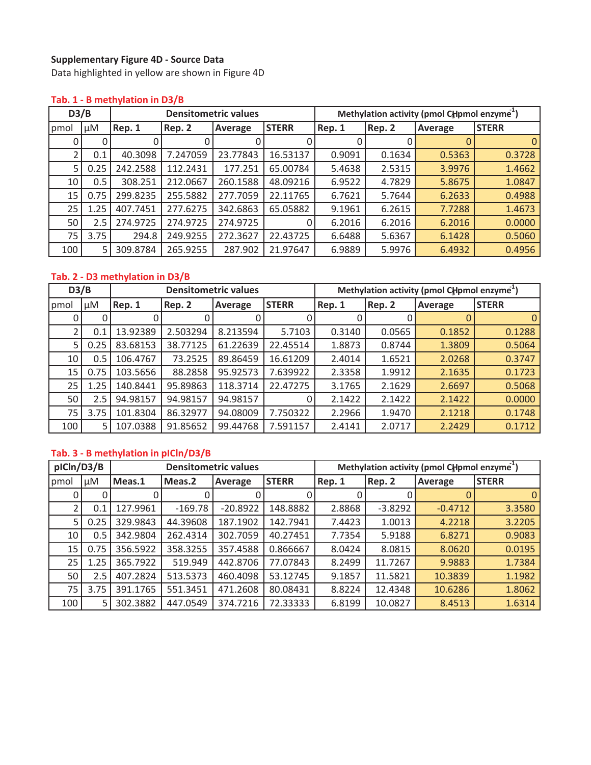**Supplementary Figure 4D - Source Data**

Data highlighted in yellow are shown in Figure 4D

**Tab. 1 - B methylation in D3/B**

| D3/B | | Densitometric values | | | | Methylation activity (pmol $CH_3$ pmol enzyme$^{-1}$) | | | |
|---|---|---|---|---|---|---|---|---|---|
| pmol | µM | Rep. 1 | Rep. 2 | Average | STERR | Rep. 1 | Rep. 2 | Average | STERR |
| 0 | 0 | 0 | 0 | 0 | 0 | 0 | 0 | 0 | 0 |
| 2 | 0.1 | 40.3098 | 7.247059 | 23.77843 | 16.53137 | 0.9091 | 0.1634 | 0.5363 | 0.3728 |
| 5 | 0.25 | 242.2588 | 112.2431 | 177.251 | 65.00784 | 5.4638 | 2.5315 | 3.9976 | 1.4662 |
| 10 | 0.5 | 308.251 | 212.0667 | 260.1588 | 48.09216 | 6.9522 | 4.7829 | 5.8675 | 1.0847 |
| 15 | 0.75 | 299.8235 | 255.5882 | 277.7059 | 22.11765 | 6.7621 | 5.7644 | 6.2633 | 0.4988 |
| 25 | 1.25 | 407.7451 | 277.6275 | 342.6863 | 65.05882 | 9.1961 | 6.2615 | 7.7288 | 1.4673 |
| 50 | 2.5 | 274.9725 | 274.9725 | 274.9725 | 0 | 6.2016 | 6.2016 | 6.2016 | 0.0000 |
| 75 | 3.75 | 294.8 | 249.9255 | 272.3627 | 22.43725 | 6.6488 | 5.6367 | 6.1428 | 0.5060 |
| 100 | 5 | 309.8784 | 265.9255 | 287.902 | 21.97647 | 6.9889 | 5.9976 | 6.4932 | 0.4956 |

**Tab. 2 - D3 methylation in D3/B**

| D3/B | | Densitometric values | | | | Methylation activity (pmol $CH_3$ pmol enzyme$^{-1}$) | | | |
|---|---|---|---|---|---|---|---|---|---|
| pmol | µM | Rep. 1 | Rep. 2 | Average | STERR | Rep. 1 | Rep. 2 | Average | STERR |
| 0 | 0 | 0 | 0 | 0 | 0 | 0 | 0 | 0 | 0 |
| 2 | 0.1 | 13.92389 | 2.503294 | 8.213594 | 5.7103 | 0.3140 | 0.0565 | 0.1852 | 0.1288 |
| 5 | 0.25 | 83.68153 | 38.77125 | 61.22639 | 22.45514 | 1.8873 | 0.8744 | 1.3809 | 0.5064 |
| 10 | 0.5 | 106.4767 | 73.2525 | 89.86459 | 16.61209 | 2.4014 | 1.6521 | 2.0268 | 0.3747 |
| 15 | 0.75 | 103.5656 | 88.2858 | 95.92573 | 7.639922 | 2.3358 | 1.9912 | 2.1635 | 0.1723 |
| 25 | 1.25 | 140.8441 | 95.89863 | 118.3714 | 22.47275 | 3.1765 | 2.1629 | 2.6697 | 0.5068 |
| 50 | 2.5 | 94.98157 | 94.98157 | 94.98157 | 0 | 2.1422 | 2.1422 | 2.1422 | 0.0000 |
| 75 | 3.75 | 101.8304 | 86.32977 | 94.08009 | 7.750322 | 2.2966 | 1.9470 | 2.1218 | 0.1748 |
| 100 | 5 | 107.0388 | 91.85652 | 99.44768 | 7.591157 | 2.4141 | 2.0717 | 2.2429 | 0.1712 |

**Tab. 3 - B methylation in pICln/D3/B**

| pICln/D3/B | | Densitometric values | | | | Methylation activity (pmol $CH_3$ pmol enzyme$^{-1}$) | | | |
|---|---|---|---|---|---|---|---|---|---|
| pmol | µM | Meas.1 | Meas.2 | Average | STERR | Rep. 1 | Rep. 2 | Average | STERR |
| 0 | 0 | 0 | 0 | 0 | 0 | 0 | 0 | 0 | 0 |
| 2 | 0.1 | 127.9961 | -169.78 | -20.8922 | 148.8882 | 2.8868 | -3.8292 | -0.4712 | 3.3580 |
| 5 | 0.25 | 329.9843 | 44.39608 | 187.1902 | 142.7941 | 7.4423 | 1.0013 | 4.2218 | 3.2205 |
| 10 | 0.5 | 342.9804 | 262.4314 | 302.7059 | 40.27451 | 7.7354 | 5.9188 | 6.8271 | 0.9083 |
| 15 | 0.75 | 356.5922 | 358.3255 | 357.4588 | 0.866667 | 8.0424 | 8.0815 | 8.0620 | 0.0195 |
| 25 | 1.25 | 365.7922 | 519.949 | 442.8706 | 77.07843 | 8.2499 | 11.7267 | 9.9883 | 1.7384 |
| 50 | 2.5 | 407.2824 | 513.5373 | 460.4098 | 53.12745 | 9.1857 | 11.5821 | 10.3839 | 1.1982 |
| 75 | 3.75 | 391.1765 | 551.3451 | 471.2608 | 80.08431 | 8.8224 | 12.4348 | 10.6286 | 1.8062 |
| 100 | 5 | 302.3882 | 447.0549 | 374.7216 | 72.33333 | 6.8199 | 10.0827 | 8.4513 | 1.6314 |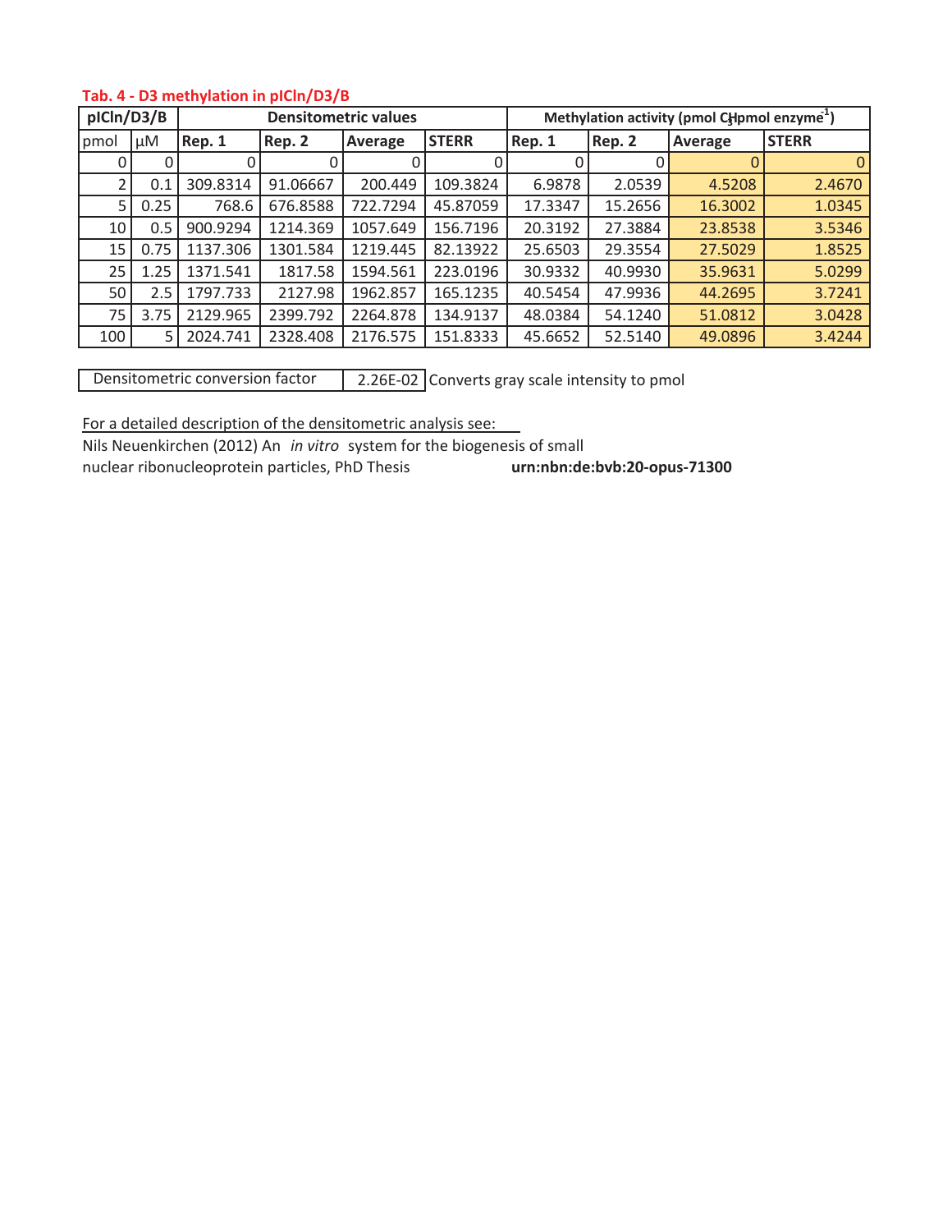**Tab. 4 - D3 methylation in pICln/D3/B**

| pICln/D3/B | | Densitometric values | | | | Methylation activity (pmol $CH_3$ pmol enzyme$^{-1}$) | | | |
|---|---|---|---|---|---|---|---|---|---|
| pmol | µM | Rep. 1 | Rep. 2 | Average | STERR | Rep. 1 | Rep. 2 | Average | STERR |
| 0 | 0 | 0 | 0 | 0 | 0 | 0 | 0 | 0 | 0 |
| 2 | 0.1 | 309.8314 | 91.06667 | 200.449 | 109.3824 | 6.9878 | 2.0539 | 4.5208 | 2.4670 |
| 5 | 0.25 | 768.6 | 676.8588 | 722.7294 | 45.87059 | 17.3347 | 15.2656 | 16.3002 | 1.0345 |
| 10 | 0.5 | 900.9294 | 1214.369 | 1057.649 | 156.7196 | 20.3192 | 27.3884 | 23.8538 | 3.5346 |
| 15 | 0.75 | 1137.306 | 1301.584 | 1219.445 | 82.13922 | 25.6503 | 29.3554 | 27.5029 | 1.8525 |
| 25 | 1.25 | 1371.541 | 1817.58 | 1594.561 | 223.0196 | 30.9332 | 40.9930 | 35.9631 | 5.0299 |
| 50 | 2.5 | 1797.733 | 2127.98 | 1962.857 | 165.1235 | 40.5454 | 47.9936 | 44.2695 | 3.7241 |
| 75 | 3.75 | 2129.965 | 2399.792 | 2264.878 | 134.9137 | 48.0384 | 54.1240 | 51.0812 | 3.0428 |
| 100 | 5 | 2024.741 | 2328.408 | 2176.575 | 151.8333 | 45.6652 | 52.5140 | 49.0896 | 3.4244 |

| | | |
|---|---|---|
| Densitometric conversion factor | 2.26E-02 | Converts gray scale intensity to pmol |

For a detailed description of the densitometric analysis see:

Nils Neuenkirchen (2012) An *in vitro* system for the biogenesis of small nuclear ribonucleoprotein particles, PhD Thesis **urn:nbn:de:bvb:20-opus-71300**